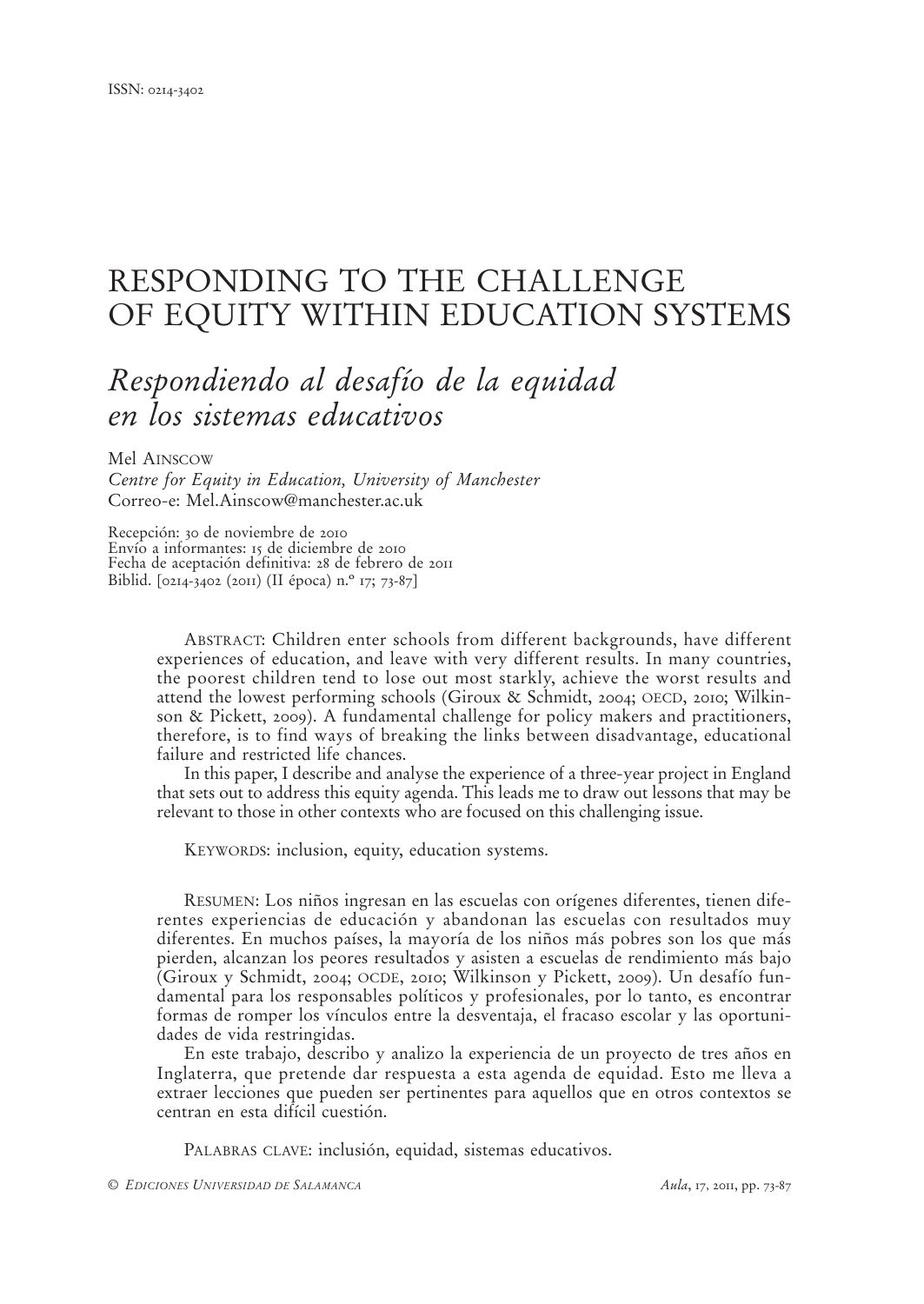ISSN: 0214-3402

# RESPONDING TO THE CHALLENGE OF EQUITY WITHIN EDUCATION SYSTEMS

## *Respondiendo al desafío de la equidad en los sistemas educativos*

Mel AINSCOW
*Centre for Equity in Education, University of Manchester*
Correo-e: Mel.Ainscow@manchester.ac.uk

Recepción: 30 de noviembre de 2010
Envío a informantes: 15 de diciembre de 2010
Fecha de aceptación definitiva: 28 de febrero de 2011
Biblid. [0214-3402 (2011) (II época) n.º 17; 73-87]

ABSTRACT: Children enter schools from different backgrounds, have different experiences of education, and leave with very different results. In many countries, the poorest children tend to lose out most starkly, achieve the worst results and attend the lowest performing schools (Giroux & Schmidt, 2004; OECD, 2010; Wilkinson & Pickett, 2009). A fundamental challenge for policy makers and practitioners, therefore, is to find ways of breaking the links between disadvantage, educational failure and restricted life chances.

In this paper, I describe and analyse the experience of a three-year project in England that sets out to address this equity agenda. This leads me to draw out lessons that may be relevant to those in other contexts who are focused on this challenging issue.

KEYWORDS: inclusion, equity, education systems.

RESUMEN: Los niños ingresan en las escuelas con orígenes diferentes, tienen diferentes experiencias de educación y abandonan las escuelas con resultados muy diferentes. En muchos países, la mayoría de los niños más pobres son los que más pierden, alcanzan los peores resultados y asisten a escuelas de rendimiento más bajo (Giroux y Schmidt, 2004; OCDE, 2010; Wilkinson y Pickett, 2009). Un desafío fundamental para los responsables políticos y profesionales, por lo tanto, es encontrar formas de romper los vínculos entre la desventaja, el fracaso escolar y las oportunidades de vida restringidas.

En este trabajo, describo y analizo la experiencia de un proyecto de tres años en Inglaterra, que pretende dar respuesta a esta agenda de equidad. Esto me lleva a extraer lecciones que pueden ser pertinentes para aquellos que en otros contextos se centran en esta difícil cuestión.

PALABRAS CLAVE: inclusión, equidad, sistemas educativos.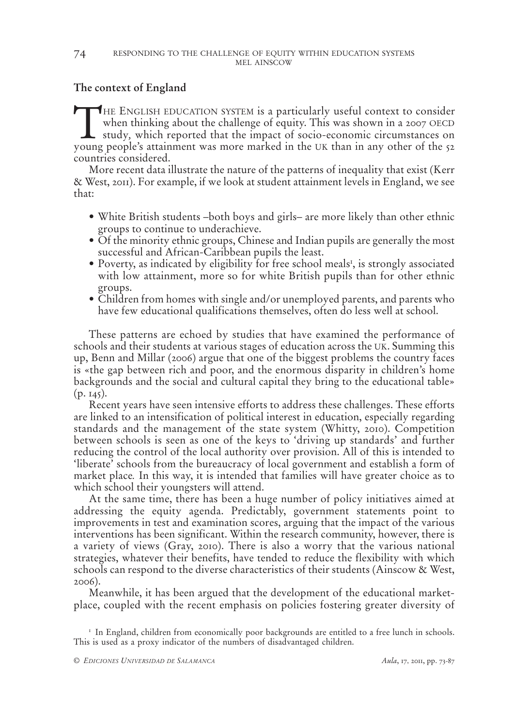## The context of England

The English education system is a particularly useful context to consider when thinking about the challenge of equity. This was shown in a 2007 OECD study, which reported that the impact of socio-economic circumstances on young people's attainment was more marked in the UK than in any other of the 52 countries considered.

More recent data illustrate the nature of the patterns of inequality that exist (Kerr & West, 2011). For example, if we look at student attainment levels in England, we see that:

- White British students –both boys and girls– are more likely than other ethnic groups to continue to underachieve.
- Of the minority ethnic groups, Chinese and Indian pupils are generally the most successful and African-Caribbean pupils the least.
- Poverty, as indicated by eligibility for free school meals[1], is strongly associated with low attainment, more so for white British pupils than for other ethnic groups.
- Children from homes with single and/or unemployed parents, and parents who have few educational qualifications themselves, often do less well at school.

These patterns are echoed by studies that have examined the performance of schools and their students at various stages of education across the UK. Summing this up, Benn and Millar (2006) argue that one of the biggest problems the country faces is «the gap between rich and poor, and the enormous disparity in children's home backgrounds and the social and cultural capital they bring to the educational table» (p. 145).

Recent years have seen intensive efforts to address these challenges. These efforts are linked to an intensification of political interest in education, especially regarding standards and the management of the state system (Whitty, 2010). Competition between schools is seen as one of the keys to 'driving up standards' and further reducing the control of the local authority over provision. All of this is intended to 'liberate' schools from the bureaucracy of local government and establish a form of market place*.* In this way, it is intended that families will have greater choice as to which school their youngsters will attend.

At the same time, there has been a huge number of policy initiatives aimed at addressing the equity agenda. Predictably, government statements point to improvements in test and examination scores, arguing that the impact of the various interventions has been significant. Within the research community, however, there is a variety of views (Gray, 2010). There is also a worry that the various national strategies, whatever their benefits, have tended to reduce the flexibility with which schools can respond to the diverse characteristics of their students (Ainscow & West, 2006).

Meanwhile, it has been argued that the development of the educational market-place, coupled with the recent emphasis on policies fostering greater diversity of

[1] In England, children from economically poor backgrounds are entitled to a free lunch in schools. This is used as a proxy indicator of the numbers of disadvantaged children.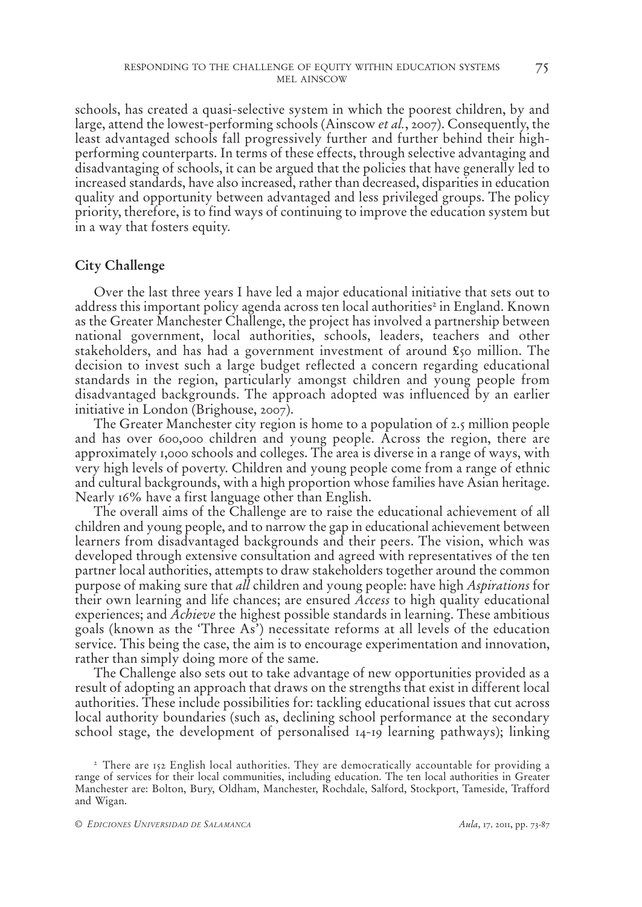schools, has created a quasi-selective system in which the poorest children, by and large, attend the lowest-performing schools (Ainscow *et al.*, 2007). Consequently, the least advantaged schools fall progressively further and further behind their high-performing counterparts. In terms of these effects, through selective advantaging and disadvantaging of schools, it can be argued that the policies that have generally led to increased standards, have also increased, rather than decreased, disparities in education quality and opportunity between advantaged and less privileged groups. The policy priority, therefore, is to find ways of continuing to improve the education system but in a way that fosters equity.

## City Challenge

Over the last three years I have led a major educational initiative that sets out to address this important policy agenda across ten local authorities[2] in England. Known as the Greater Manchester Challenge, the project has involved a partnership between national government, local authorities, schools, leaders, teachers and other stakeholders, and has had a government investment of around £50 million. The decision to invest such a large budget reflected a concern regarding educational standards in the region, particularly amongst children and young people from disadvantaged backgrounds. The approach adopted was influenced by an earlier initiative in London (Brighouse, 2007).

The Greater Manchester city region is home to a population of 2.5 million people and has over 600,000 children and young people. Across the region, there are approximately 1,000 schools and colleges. The area is diverse in a range of ways, with very high levels of poverty. Children and young people come from a range of ethnic and cultural backgrounds, with a high proportion whose families have Asian heritage. Nearly 16% have a first language other than English.

The overall aims of the Challenge are to raise the educational achievement of all children and young people, and to narrow the gap in educational achievement between learners from disadvantaged backgrounds and their peers. The vision, which was developed through extensive consultation and agreed with representatives of the ten partner local authorities, attempts to draw stakeholders together around the common purpose of making sure that *all* children and young people: have high *Aspirations* for their own learning and life chances; are ensured *Access* to high quality educational experiences; and *Achieve* the highest possible standards in learning. These ambitious goals (known as the 'Three As') necessitate reforms at all levels of the education service. This being the case, the aim is to encourage experimentation and innovation, rather than simply doing more of the same.

The Challenge also sets out to take advantage of new opportunities provided as a result of adopting an approach that draws on the strengths that exist in different local authorities. These include possibilities for: tackling educational issues that cut across local authority boundaries (such as, declining school performance at the secondary school stage, the development of personalised 14-19 learning pathways); linking

[2] There are 152 English local authorities. They are democratically accountable for providing a range of services for their local communities, including education. The ten local authorities in Greater Manchester are: Bolton, Bury, Oldham, Manchester, Rochdale, Salford, Stockport, Tameside, Trafford and Wigan.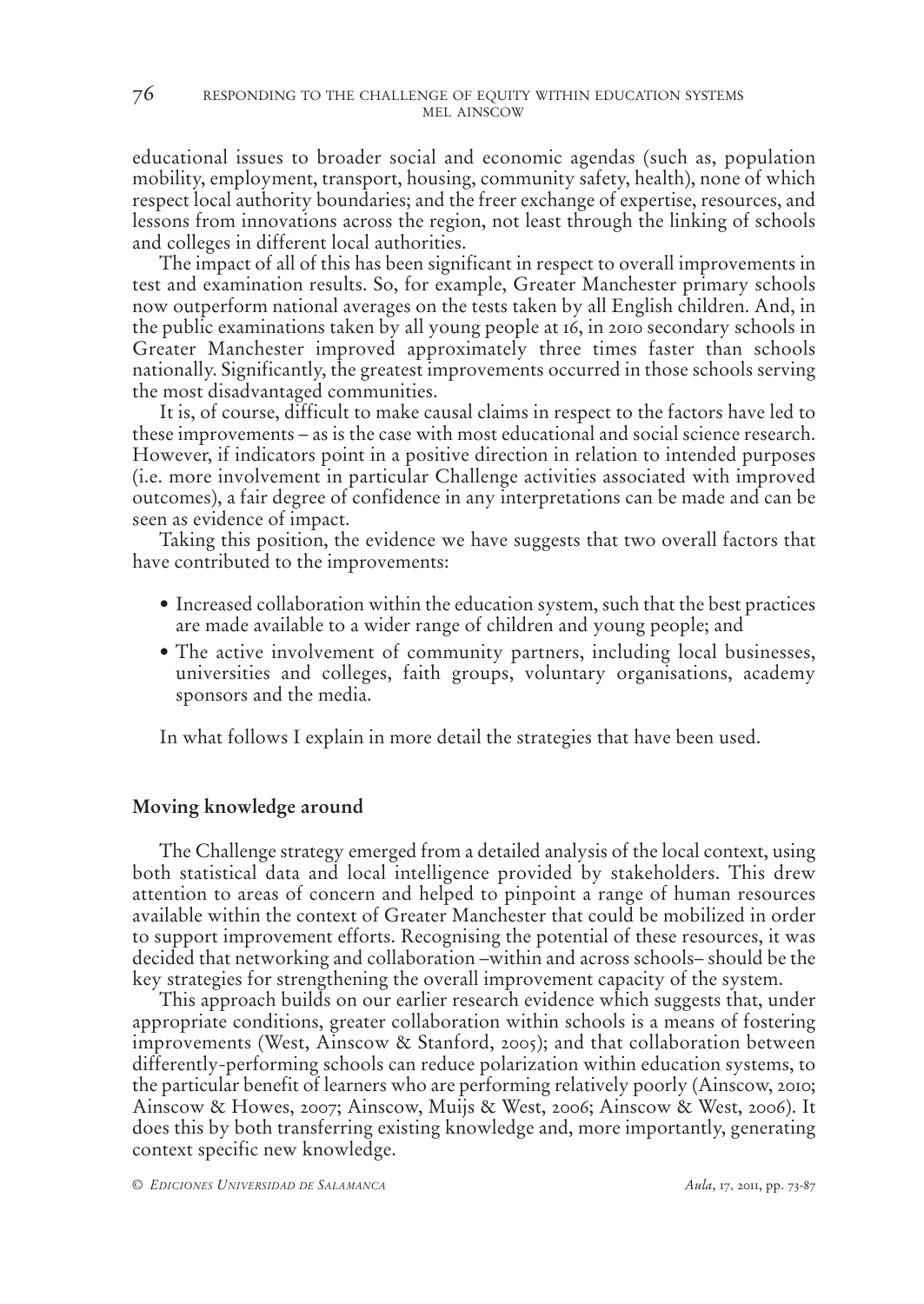educational issues to broader social and economic agendas (such as, population mobility, employment, transport, housing, community safety, health), none of which respect local authority boundaries; and the freer exchange of expertise, resources, and lessons from innovations across the region, not least through the linking of schools and colleges in different local authorities.

The impact of all of this has been significant in respect to overall improvements in test and examination results. So, for example, Greater Manchester primary schools now outperform national averages on the tests taken by all English children. And, in the public examinations taken by all young people at 16, in 2010 secondary schools in Greater Manchester improved approximately three times faster than schools nationally. Significantly, the greatest improvements occurred in those schools serving the most disadvantaged communities.

It is, of course, difficult to make causal claims in respect to the factors have led to these improvements – as is the case with most educational and social science research. However, if indicators point in a positive direction in relation to intended purposes (i.e. more involvement in particular Challenge activities associated with improved outcomes), a fair degree of confidence in any interpretations can be made and can be seen as evidence of impact.

Taking this position, the evidence we have suggests that two overall factors that have contributed to the improvements:

- Increased collaboration within the education system, such that the best practices are made available to a wider range of children and young people; and
- The active involvement of community partners, including local businesses, universities and colleges, faith groups, voluntary organisations, academy sponsors and the media.

In what follows I explain in more detail the strategies that have been used.

## Moving knowledge around

The Challenge strategy emerged from a detailed analysis of the local context, using both statistical data and local intelligence provided by stakeholders. This drew attention to areas of concern and helped to pinpoint a range of human resources available within the context of Greater Manchester that could be mobilized in order to support improvement efforts. Recognising the potential of these resources, it was decided that networking and collaboration –within and across schools– should be the key strategies for strengthening the overall improvement capacity of the system.

This approach builds on our earlier research evidence which suggests that, under appropriate conditions, greater collaboration within schools is a means of fostering improvements (West, Ainscow & Stanford, 2005); and that collaboration between differently-performing schools can reduce polarization within education systems, to the particular benefit of learners who are performing relatively poorly (Ainscow, 2010; Ainscow & Howes, 2007; Ainscow, Muijs & West, 2006; Ainscow & West, 2006). It does this by both transferring existing knowledge and, more importantly, generating context specific new knowledge.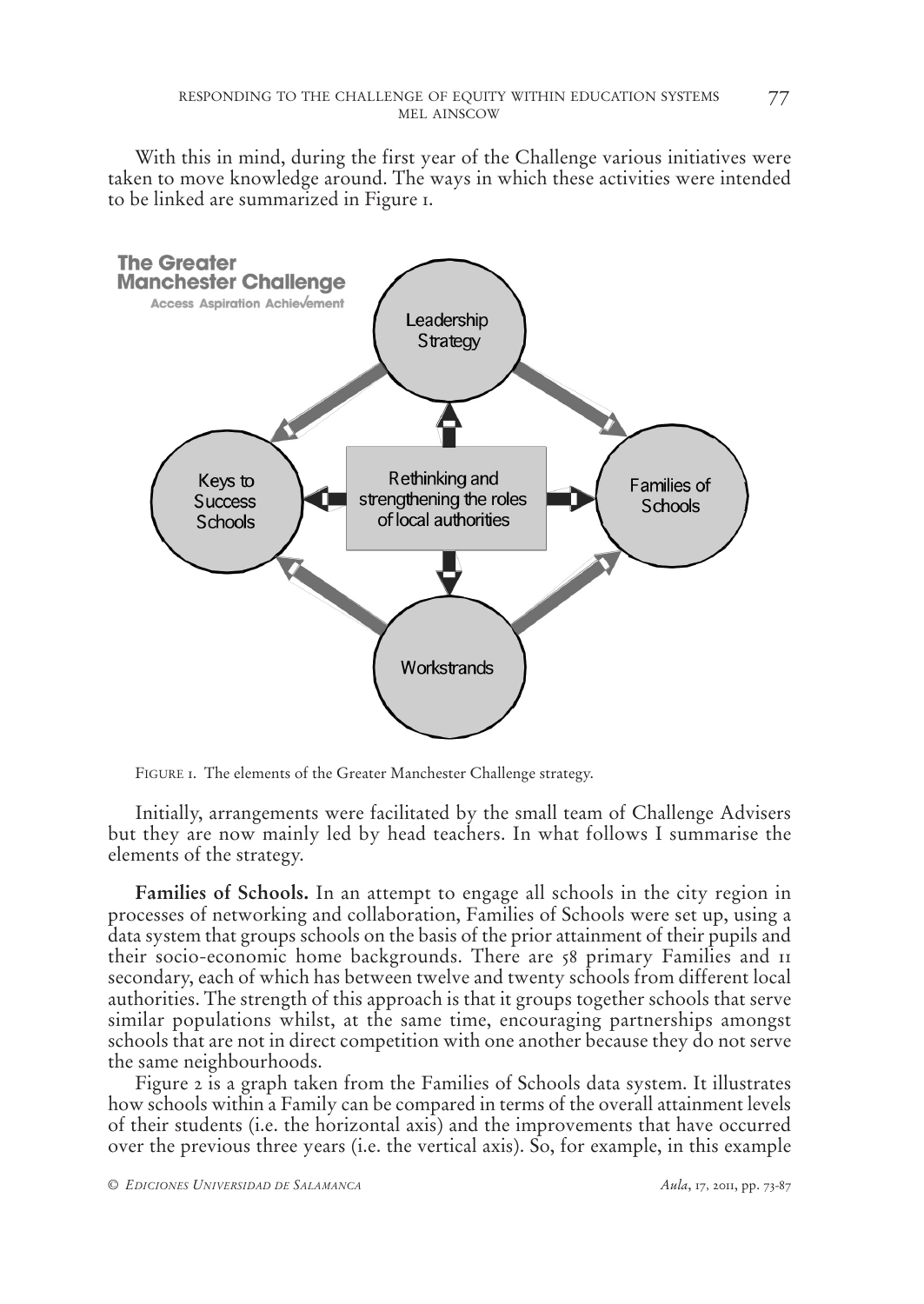With this in mind, during the first year of the Challenge various initiatives were taken to move knowledge around. The ways in which these activities were intended to be linked are summarized in Figure 1.

FIGURE 1. The elements of the Greater Manchester Challenge strategy.

Initially, arrangements were facilitated by the small team of Challenge Advisers but they are now mainly led by head teachers. In what follows I summarise the elements of the strategy.

**Families of Schools.** In an attempt to engage all schools in the city region in processes of networking and collaboration, Families of Schools were set up, using a data system that groups schools on the basis of the prior attainment of their pupils and their socio-economic home backgrounds. There are 58 primary Families and 11 secondary, each of which has between twelve and twenty schools from different local authorities. The strength of this approach is that it groups together schools that serve similar populations whilst, at the same time, encouraging partnerships amongst schools that are not in direct competition with one another because they do not serve the same neighbourhoods.

Figure 2 is a graph taken from the Families of Schools data system. It illustrates how schools within a Family can be compared in terms of the overall attainment levels of their students (i.e. the horizontal axis) and the improvements that have occurred over the previous three years (i.e. the vertical axis). So, for example, in this example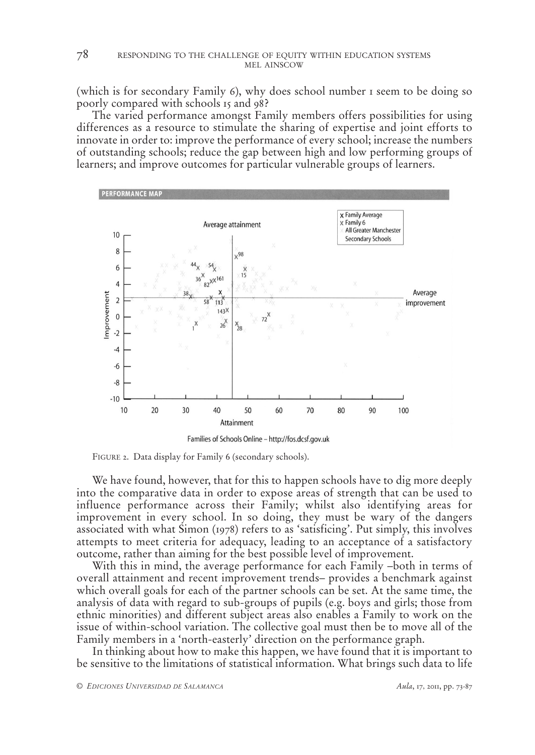(which is for secondary Family 6), why does school number 1 seem to be doing so poorly compared with schools 15 and 98?

The varied performance amongst Family members offers possibilities for using differences as a resource to stimulate the sharing of expertise and joint efforts to innovate in order to: improve the performance of every school; increase the numbers of outstanding schools; reduce the gap between high and low performing groups of learners; and improve outcomes for particular vulnerable groups of learners.

FIGURE 2. Data display for Family 6 (secondary schools).

We have found, however, that for this to happen schools have to dig more deeply into the comparative data in order to expose areas of strength that can be used to influence performance across their Family; whilst also identifying areas for improvement in every school. In so doing, they must be wary of the dangers associated with what Simon (1978) refers to as 'satisficing'. Put simply, this involves attempts to meet criteria for adequacy, leading to an acceptance of a satisfactory outcome, rather than aiming for the best possible level of improvement.

With this in mind, the average performance for each Family –both in terms of overall attainment and recent improvement trends– provides a benchmark against which overall goals for each of the partner schools can be set. At the same time, the analysis of data with regard to sub-groups of pupils (e.g. boys and girls; those from ethnic minorities) and different subject areas also enables a Family to work on the issue of within-school variation. The collective goal must then be to move all of the Family members in a 'north-easterly' direction on the performance graph.

In thinking about how to make this happen, we have found that it is important to be sensitive to the limitations of statistical information. What brings such data to life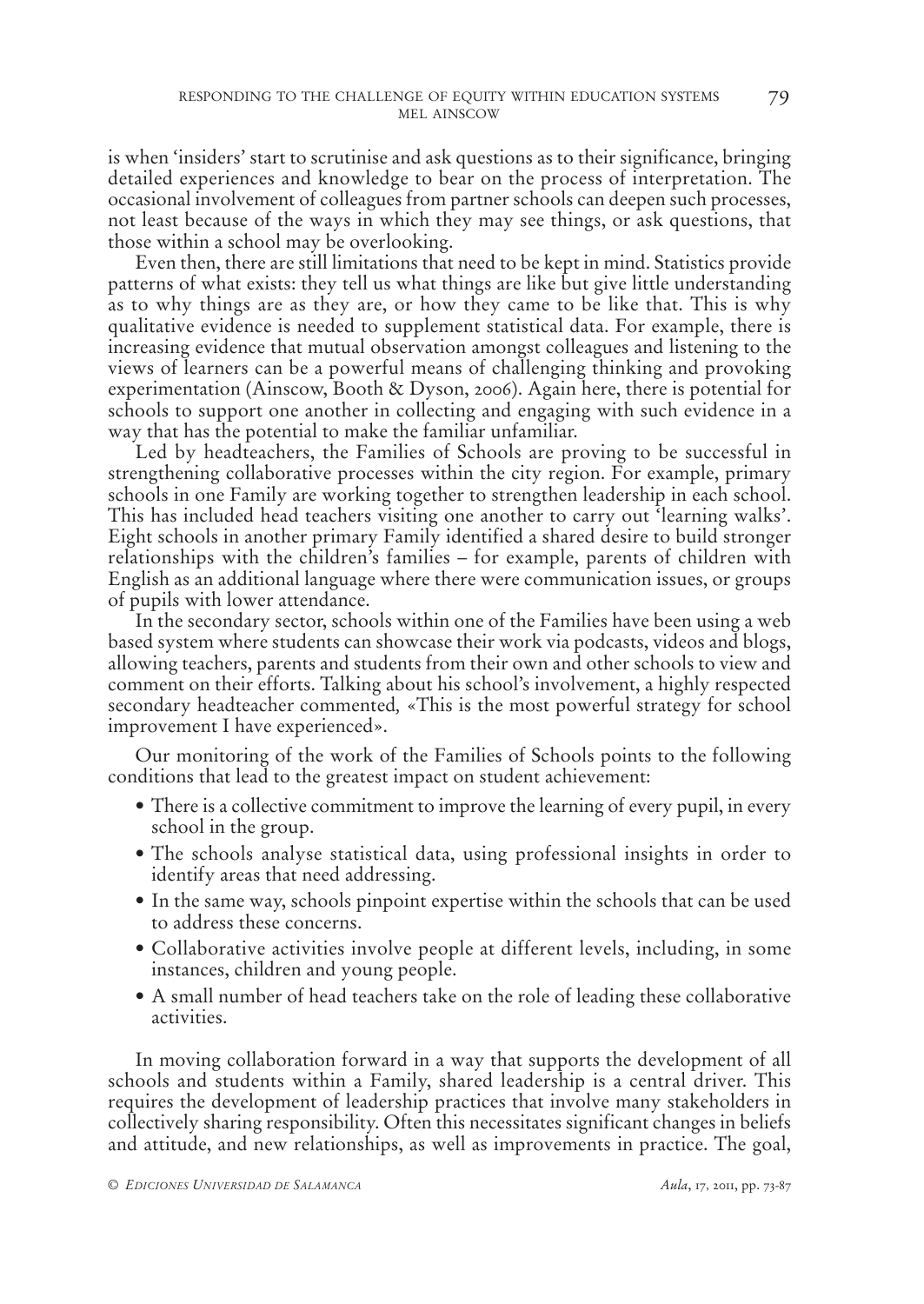is when 'insiders' start to scrutinise and ask questions as to their significance, bringing detailed experiences and knowledge to bear on the process of interpretation. The occasional involvement of colleagues from partner schools can deepen such processes, not least because of the ways in which they may see things, or ask questions, that those within a school may be overlooking.

Even then, there are still limitations that need to be kept in mind. Statistics provide patterns of what exists: they tell us what things are like but give little understanding as to why things are as they are, or how they came to be like that. This is why qualitative evidence is needed to supplement statistical data. For example, there is increasing evidence that mutual observation amongst colleagues and listening to the views of learners can be a powerful means of challenging thinking and provoking experimentation (Ainscow, Booth & Dyson, 2006). Again here, there is potential for schools to support one another in collecting and engaging with such evidence in a way that has the potential to make the familiar unfamiliar.

Led by headteachers, the Families of Schools are proving to be successful in strengthening collaborative processes within the city region. For example, primary schools in one Family are working together to strengthen leadership in each school. This has included head teachers visiting one another to carry out 'learning walks'. Eight schools in another primary Family identified a shared desire to build stronger relationships with the children's families – for example, parents of children with English as an additional language where there were communication issues, or groups of pupils with lower attendance.

In the secondary sector, schools within one of the Families have been using a web based system where students can showcase their work via podcasts, videos and blogs, allowing teachers, parents and students from their own and other schools to view and comment on their efforts. Talking about his school's involvement, a highly respected secondary headteacher commented, «This is the most powerful strategy for school improvement I have experienced».

Our monitoring of the work of the Families of Schools points to the following conditions that lead to the greatest impact on student achievement:

- There is a collective commitment to improve the learning of every pupil, in every school in the group.
- The schools analyse statistical data, using professional insights in order to identify areas that need addressing.
- In the same way, schools pinpoint expertise within the schools that can be used to address these concerns.
- Collaborative activities involve people at different levels, including, in some instances, children and young people.
- A small number of head teachers take on the role of leading these collaborative activities.

In moving collaboration forward in a way that supports the development of all schools and students within a Family, shared leadership is a central driver. This requires the development of leadership practices that involve many stakeholders in collectively sharing responsibility. Often this necessitates significant changes in beliefs and attitude, and new relationships, as well as improvements in practice. The goal,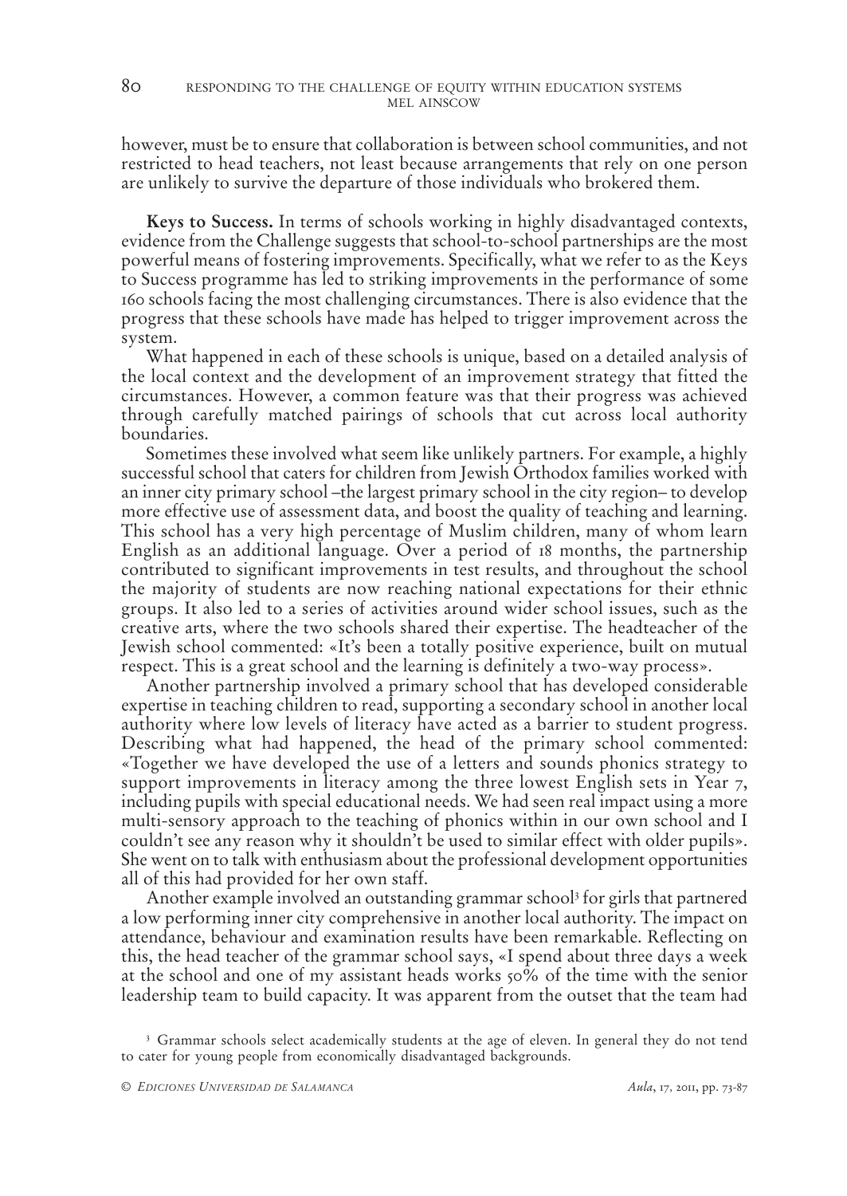however, must be to ensure that collaboration is between school communities, and not restricted to head teachers, not least because arrangements that rely on one person are unlikely to survive the departure of those individuals who brokered them.

**Keys to Success.** In terms of schools working in highly disadvantaged contexts, evidence from the Challenge suggests that school-to-school partnerships are the most powerful means of fostering improvements. Specifically, what we refer to as the Keys to Success programme has led to striking improvements in the performance of some 160 schools facing the most challenging circumstances. There is also evidence that the progress that these schools have made has helped to trigger improvement across the system.

What happened in each of these schools is unique, based on a detailed analysis of the local context and the development of an improvement strategy that fitted the circumstances. However, a common feature was that their progress was achieved through carefully matched pairings of schools that cut across local authority boundaries.

Sometimes these involved what seem like unlikely partners. For example, a highly successful school that caters for children from Jewish Orthodox families worked with an inner city primary school –the largest primary school in the city region– to develop more effective use of assessment data, and boost the quality of teaching and learning. This school has a very high percentage of Muslim children, many of whom learn English as an additional language. Over a period of 18 months, the partnership contributed to significant improvements in test results, and throughout the school the majority of students are now reaching national expectations for their ethnic groups. It also led to a series of activities around wider school issues, such as the creative arts, where the two schools shared their expertise. The headteacher of the Jewish school commented: «It's been a totally positive experience, built on mutual respect. This is a great school and the learning is definitely a two-way process».

Another partnership involved a primary school that has developed considerable expertise in teaching children to read, supporting a secondary school in another local authority where low levels of literacy have acted as a barrier to student progress. Describing what had happened, the head of the primary school commented: «Together we have developed the use of a letters and sounds phonics strategy to support improvements in literacy among the three lowest English sets in Year 7, including pupils with special educational needs. We had seen real impact using a more multi-sensory approach to the teaching of phonics within in our own school and I couldn't see any reason why it shouldn't be used to similar effect with older pupils». She went on to talk with enthusiasm about the professional development opportunities all of this had provided for her own staff.

Another example involved an outstanding grammar school[3] for girls that partnered a low performing inner city comprehensive in another local authority. The impact on attendance, behaviour and examination results have been remarkable. Reflecting on this, the head teacher of the grammar school says, «I spend about three days a week at the school and one of my assistant heads works 50% of the time with the senior leadership team to build capacity. It was apparent from the outset that the team had

[3] Grammar schools select academically students at the age of eleven. In general they do not tend to cater for young people from economically disadvantaged backgrounds.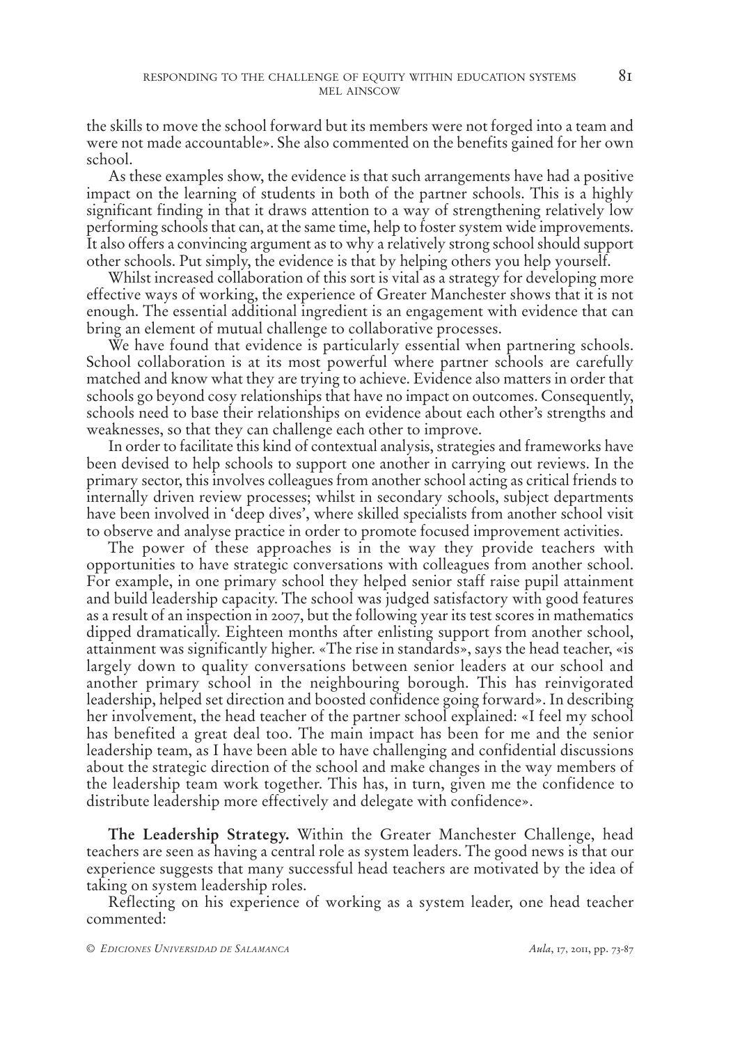the skills to move the school forward but its members were not forged into a team and were not made accountable». She also commented on the benefits gained for her own school.

As these examples show, the evidence is that such arrangements have had a positive impact on the learning of students in both of the partner schools. This is a highly significant finding in that it draws attention to a way of strengthening relatively low performing schools that can, at the same time, help to foster system wide improvements. It also offers a convincing argument as to why a relatively strong school should support other schools. Put simply, the evidence is that by helping others you help yourself.

Whilst increased collaboration of this sort is vital as a strategy for developing more effective ways of working, the experience of Greater Manchester shows that it is not enough. The essential additional ingredient is an engagement with evidence that can bring an element of mutual challenge to collaborative processes.

We have found that evidence is particularly essential when partnering schools. School collaboration is at its most powerful where partner schools are carefully matched and know what they are trying to achieve. Evidence also matters in order that schools go beyond cosy relationships that have no impact on outcomes. Consequently, schools need to base their relationships on evidence about each other's strengths and weaknesses, so that they can challenge each other to improve.

In order to facilitate this kind of contextual analysis, strategies and frameworks have been devised to help schools to support one another in carrying out reviews. In the primary sector, this involves colleagues from another school acting as critical friends to internally driven review processes; whilst in secondary schools, subject departments have been involved in 'deep dives', where skilled specialists from another school visit to observe and analyse practice in order to promote focused improvement activities.

The power of these approaches is in the way they provide teachers with opportunities to have strategic conversations with colleagues from another school. For example, in one primary school they helped senior staff raise pupil attainment and build leadership capacity. The school was judged satisfactory with good features as a result of an inspection in 2007, but the following year its test scores in mathematics dipped dramatically. Eighteen months after enlisting support from another school, attainment was significantly higher. «The rise in standards», says the head teacher, «is largely down to quality conversations between senior leaders at our school and another primary school in the neighbouring borough. This has reinvigorated leadership, helped set direction and boosted confidence going forward». In describing her involvement, the head teacher of the partner school explained: «I feel my school has benefited a great deal too. The main impact has been for me and the senior leadership team, as I have been able to have challenging and confidential discussions about the strategic direction of the school and make changes in the way members of the leadership team work together. This has, in turn, given me the confidence to distribute leadership more effectively and delegate with confidence».

**The Leadership Strategy.** Within the Greater Manchester Challenge, head teachers are seen as having a central role as system leaders. The good news is that our experience suggests that many successful head teachers are motivated by the idea of taking on system leadership roles.

Reflecting on his experience of working as a system leader, one head teacher commented: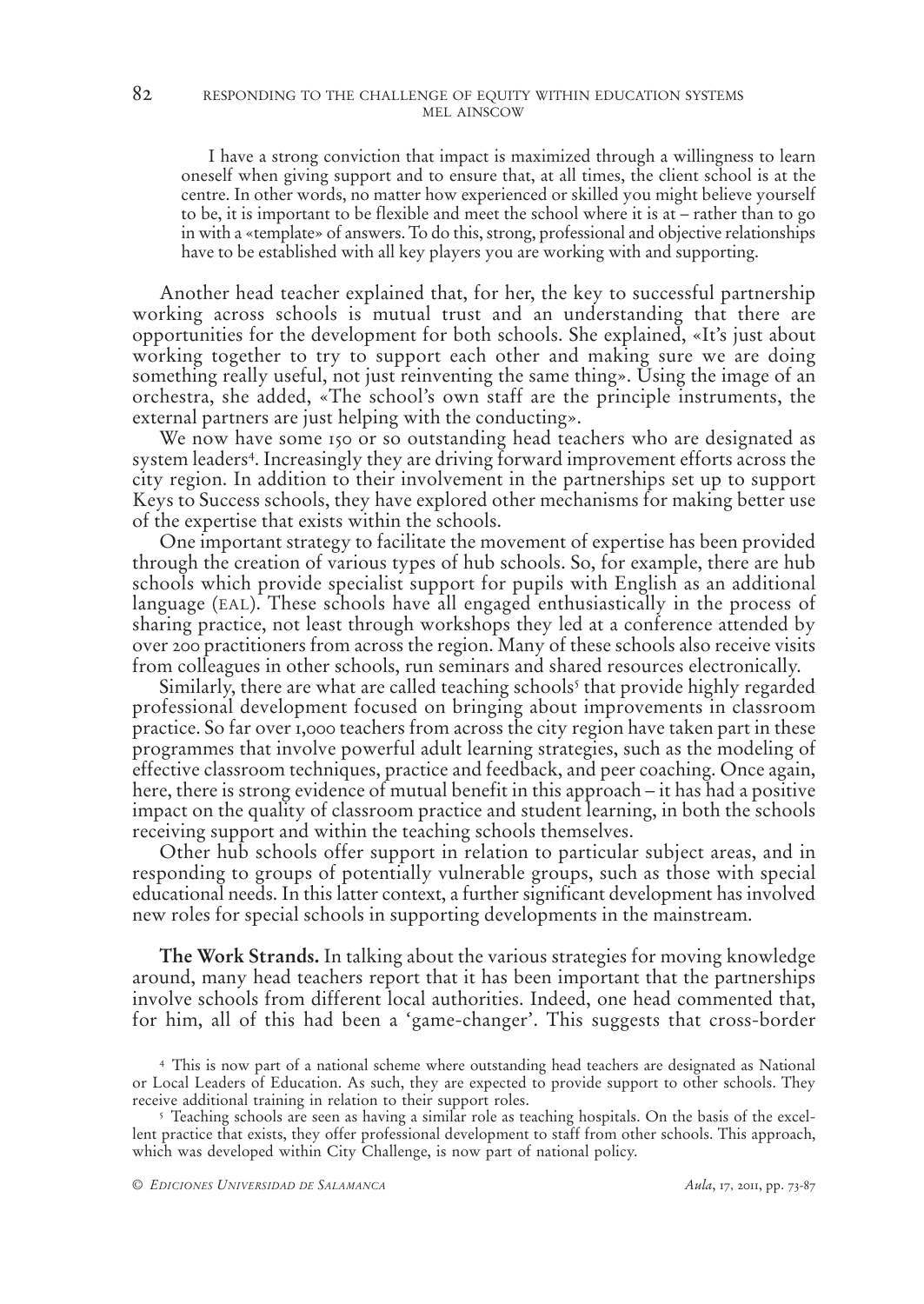> I have a strong conviction that impact is maximized through a willingness to learn oneself when giving support and to ensure that, at all times, the client school is at the centre. In other words, no matter how experienced or skilled you might believe yourself to be, it is important to be flexible and meet the school where it is at – rather than to go in with a «template» of answers. To do this, strong, professional and objective relationships have to be established with all key players you are working with and supporting.

Another head teacher explained that, for her, the key to successful partnership working across schools is mutual trust and an understanding that there are opportunities for the development for both schools. She explained, «It's just about working together to try to support each other and making sure we are doing something really useful, not just reinventing the same thing». Using the image of an orchestra, she added, «The school's own staff are the principle instruments, the external partners are just helping with the conducting».

We now have some 150 or so outstanding head teachers who are designated as system leaders[4]. Increasingly they are driving forward improvement efforts across the city region. In addition to their involvement in the partnerships set up to support Keys to Success schools, they have explored other mechanisms for making better use of the expertise that exists within the schools.

One important strategy to facilitate the movement of expertise has been provided through the creation of various types of hub schools. So, for example, there are hub schools which provide specialist support for pupils with English as an additional language (EAL). These schools have all engaged enthusiastically in the process of sharing practice, not least through workshops they led at a conference attended by over 200 practitioners from across the region. Many of these schools also receive visits from colleagues in other schools, run seminars and shared resources electronically.

Similarly, there are what are called teaching schools[5] that provide highly regarded professional development focused on bringing about improvements in classroom practice. So far over 1,000 teachers from across the city region have taken part in these programmes that involve powerful adult learning strategies, such as the modeling of effective classroom techniques, practice and feedback, and peer coaching. Once again, here, there is strong evidence of mutual benefit in this approach – it has had a positive impact on the quality of classroom practice and student learning, in both the schools receiving support and within the teaching schools themselves.

Other hub schools offer support in relation to particular subject areas, and in responding to groups of potentially vulnerable groups, such as those with special educational needs. In this latter context, a further significant development has involved new roles for special schools in supporting developments in the mainstream.

**The Work Strands.** In talking about the various strategies for moving knowledge around, many head teachers report that it has been important that the partnerships involve schools from different local authorities. Indeed, one head commented that, for him, all of this had been a 'game-changer'. This suggests that cross-border

[4] This is now part of a national scheme where outstanding head teachers are designated as National or Local Leaders of Education. As such, they are expected to provide support to other schools. They receive additional training in relation to their support roles.

[5] Teaching schools are seen as having a similar role as teaching hospitals. On the basis of the excellent practice that exists, they offer professional development to staff from other schools. This approach, which was developed within City Challenge, is now part of national policy.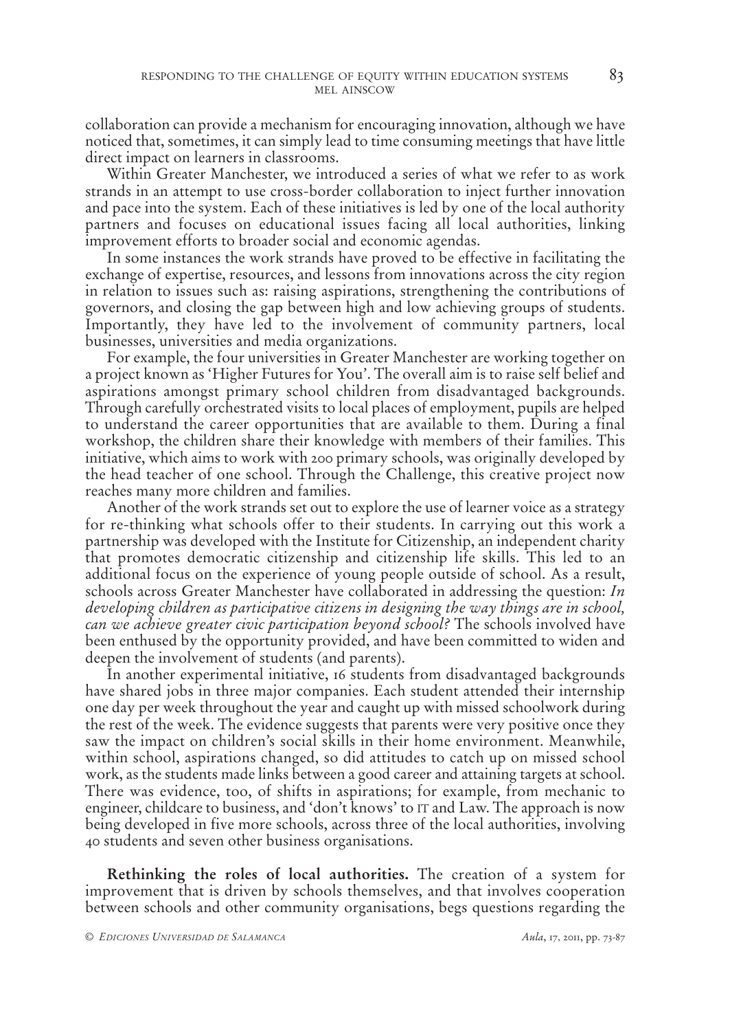collaboration can provide a mechanism for encouraging innovation, although we have noticed that, sometimes, it can simply lead to time consuming meetings that have little direct impact on learners in classrooms.

Within Greater Manchester, we introduced a series of what we refer to as work strands in an attempt to use cross-border collaboration to inject further innovation and pace into the system. Each of these initiatives is led by one of the local authority partners and focuses on educational issues facing all local authorities, linking improvement efforts to broader social and economic agendas.

In some instances the work strands have proved to be effective in facilitating the exchange of expertise, resources, and lessons from innovations across the city region in relation to issues such as: raising aspirations, strengthening the contributions of governors, and closing the gap between high and low achieving groups of students. Importantly, they have led to the involvement of community partners, local businesses, universities and media organizations.

For example, the four universities in Greater Manchester are working together on a project known as 'Higher Futures for You'. The overall aim is to raise self belief and aspirations amongst primary school children from disadvantaged backgrounds. Through carefully orchestrated visits to local places of employment, pupils are helped to understand the career opportunities that are available to them. During a final workshop, the children share their knowledge with members of their families. This initiative, which aims to work with 200 primary schools, was originally developed by the head teacher of one school. Through the Challenge, this creative project now reaches many more children and families.

Another of the work strands set out to explore the use of learner voice as a strategy for re-thinking what schools offer to their students. In carrying out this work a partnership was developed with the Institute for Citizenship, an independent charity that promotes democratic citizenship and citizenship life skills. This led to an additional focus on the experience of young people outside of school. As a result, schools across Greater Manchester have collaborated in addressing the question: *In developing children as participative citizens in designing the way things are in school, can we achieve greater civic participation beyond school?* The schools involved have been enthused by the opportunity provided, and have been committed to widen and deepen the involvement of students (and parents).

In another experimental initiative, 16 students from disadvantaged backgrounds have shared jobs in three major companies. Each student attended their internship one day per week throughout the year and caught up with missed schoolwork during the rest of the week. The evidence suggests that parents were very positive once they saw the impact on children's social skills in their home environment. Meanwhile, within school, aspirations changed, so did attitudes to catch up on missed school work, as the students made links between a good career and attaining targets at school. There was evidence, too, of shifts in aspirations; for example, from mechanic to engineer, childcare to business, and 'don't knows' to IT and Law. The approach is now being developed in five more schools, across three of the local authorities, involving 40 students and seven other business organisations.

**Rethinking the roles of local authorities.** The creation of a system for improvement that is driven by schools themselves, and that involves cooperation between schools and other community organisations, begs questions regarding the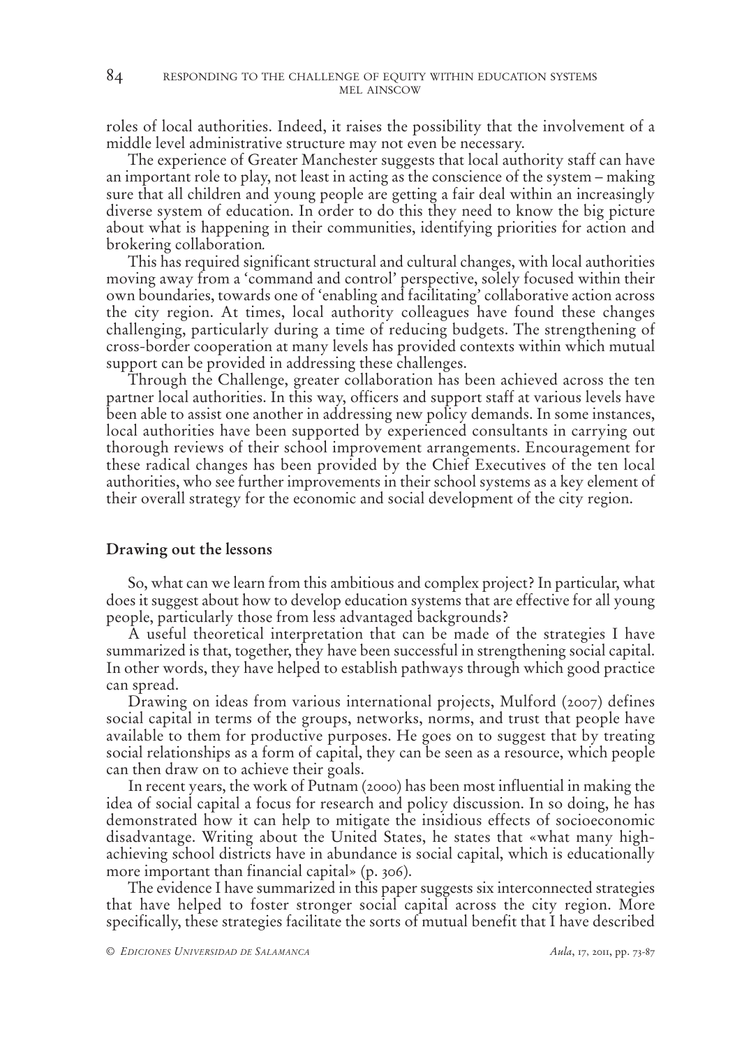roles of local authorities. Indeed, it raises the possibility that the involvement of a middle level administrative structure may not even be necessary.

The experience of Greater Manchester suggests that local authority staff can have an important role to play, not least in acting as the conscience of the system – making sure that all children and young people are getting a fair deal within an increasingly diverse system of education. In order to do this they need to know the big picture about what is happening in their communities, identifying priorities for action and brokering collaboration.

This has required significant structural and cultural changes, with local authorities moving away from a 'command and control' perspective, solely focused within their own boundaries, towards one of 'enabling and facilitating' collaborative action across the city region. At times, local authority colleagues have found these changes challenging, particularly during a time of reducing budgets. The strengthening of cross-border cooperation at many levels has provided contexts within which mutual support can be provided in addressing these challenges.

Through the Challenge, greater collaboration has been achieved across the ten partner local authorities. In this way, officers and support staff at various levels have been able to assist one another in addressing new policy demands. In some instances, local authorities have been supported by experienced consultants in carrying out thorough reviews of their school improvement arrangements. Encouragement for these radical changes has been provided by the Chief Executives of the ten local authorities, who see further improvements in their school systems as a key element of their overall strategy for the economic and social development of the city region.

## Drawing out the lessons

So, what can we learn from this ambitious and complex project? In particular, what does it suggest about how to develop education systems that are effective for all young people, particularly those from less advantaged backgrounds?

A useful theoretical interpretation that can be made of the strategies I have summarized is that, together, they have been successful in strengthening social capital. In other words, they have helped to establish pathways through which good practice can spread.

Drawing on ideas from various international projects, Mulford (2007) defines social capital in terms of the groups, networks, norms, and trust that people have available to them for productive purposes. He goes on to suggest that by treating social relationships as a form of capital, they can be seen as a resource, which people can then draw on to achieve their goals.

In recent years, the work of Putnam (2000) has been most influential in making the idea of social capital a focus for research and policy discussion. In so doing, he has demonstrated how it can help to mitigate the insidious effects of socioeconomic disadvantage. Writing about the United States, he states that «what many high-achieving school districts have in abundance is social capital, which is educationally more important than financial capital» (p. 306).

The evidence I have summarized in this paper suggests six interconnected strategies that have helped to foster stronger social capital across the city region. More specifically, these strategies facilitate the sorts of mutual benefit that I have described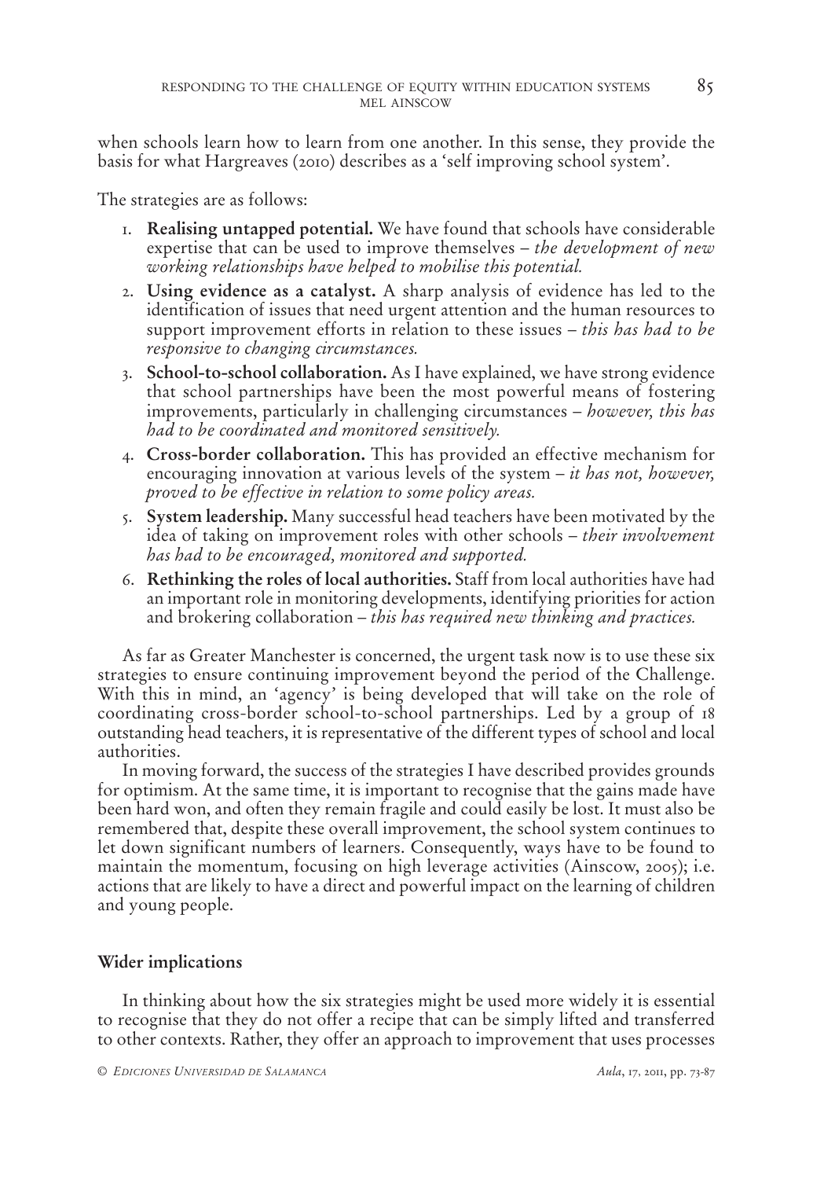when schools learn how to learn from one another. In this sense, they provide the basis for what Hargreaves (2010) describes as a 'self improving school system'.

The strategies are as follows:

1. **Realising untapped potential.** We have found that schools have considerable expertise that can be used to improve themselves – *the development of new working relationships have helped to mobilise this potential.*
2. **Using evidence as a catalyst.** A sharp analysis of evidence has led to the identification of issues that need urgent attention and the human resources to support improvement efforts in relation to these issues – *this has had to be responsive to changing circumstances.*
3. **School-to-school collaboration.** As I have explained, we have strong evidence that school partnerships have been the most powerful means of fostering improvements, particularly in challenging circumstances – *however, this has had to be coordinated and monitored sensitively.*
4. **Cross-border collaboration.** This has provided an effective mechanism for encouraging innovation at various levels of the system – *it has not, however, proved to be effective in relation to some policy areas.*
5. **System leadership.** Many successful head teachers have been motivated by the idea of taking on improvement roles with other schools – *their involvement has had to be encouraged, monitored and supported.*
6. **Rethinking the roles of local authorities.** Staff from local authorities have had an important role in monitoring developments, identifying priorities for action and brokering collaboration – *this has required new thinking and practices.*

As far as Greater Manchester is concerned, the urgent task now is to use these six strategies to ensure continuing improvement beyond the period of the Challenge. With this in mind, an 'agency' is being developed that will take on the role of coordinating cross-border school-to-school partnerships. Led by a group of 18 outstanding head teachers, it is representative of the different types of school and local authorities.

In moving forward, the success of the strategies I have described provides grounds for optimism. At the same time, it is important to recognise that the gains made have been hard won, and often they remain fragile and could easily be lost. It must also be remembered that, despite these overall improvement, the school system continues to let down significant numbers of learners. Consequently, ways have to be found to maintain the momentum, focusing on high leverage activities (Ainscow, 2005); i.e. actions that are likely to have a direct and powerful impact on the learning of children and young people.

## Wider implications

In thinking about how the six strategies might be used more widely it is essential to recognise that they do not offer a recipe that can be simply lifted and transferred to other contexts. Rather, they offer an approach to improvement that uses processes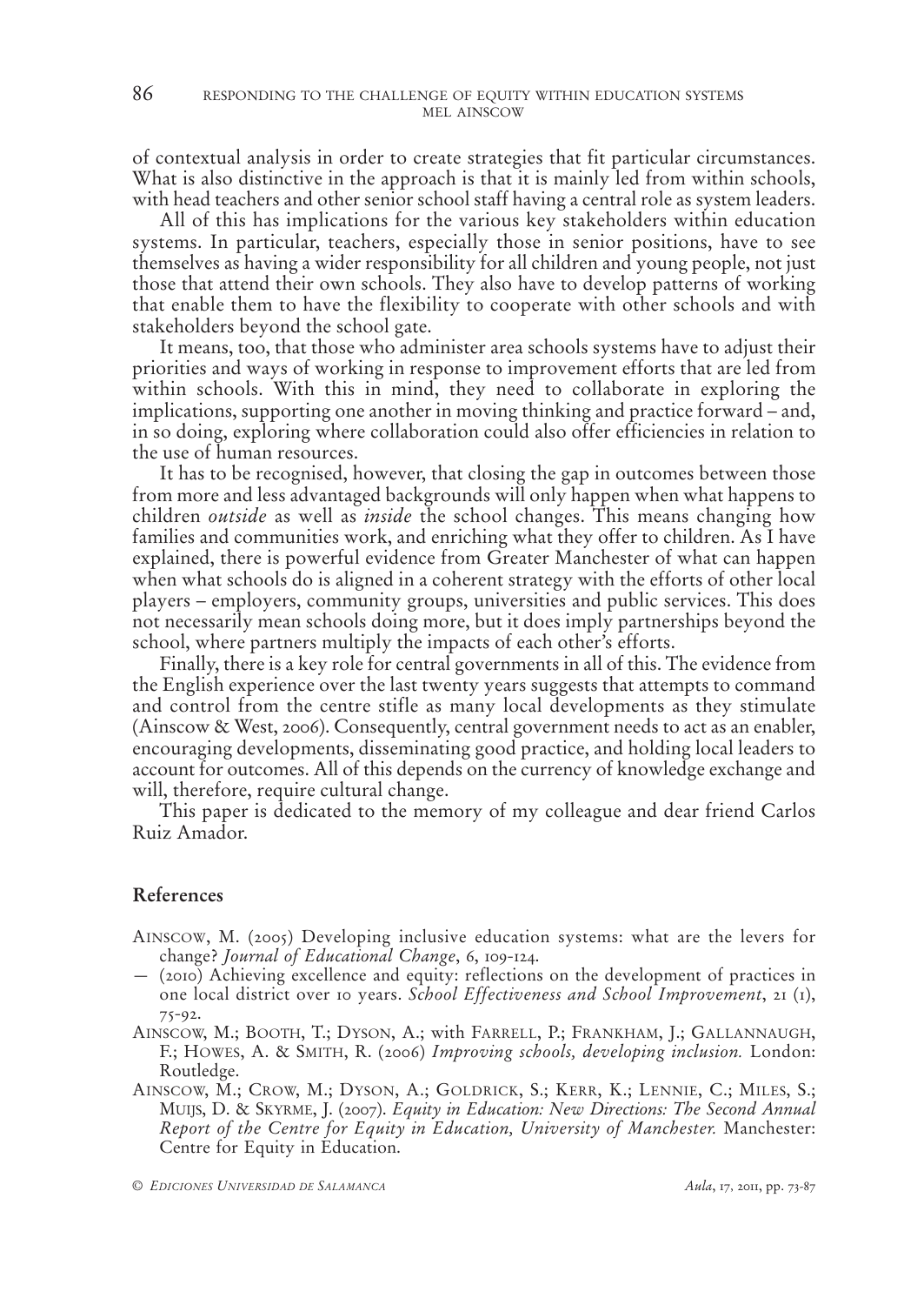of contextual analysis in order to create strategies that fit particular circumstances. What is also distinctive in the approach is that it is mainly led from within schools, with head teachers and other senior school staff having a central role as system leaders.

All of this has implications for the various key stakeholders within education systems. In particular, teachers, especially those in senior positions, have to see themselves as having a wider responsibility for all children and young people, not just those that attend their own schools. They also have to develop patterns of working that enable them to have the flexibility to cooperate with other schools and with stakeholders beyond the school gate.

It means, too, that those who administer area schools systems have to adjust their priorities and ways of working in response to improvement efforts that are led from within schools. With this in mind, they need to collaborate in exploring the implications, supporting one another in moving thinking and practice forward – and, in so doing, exploring where collaboration could also offer efficiencies in relation to the use of human resources.

It has to be recognised, however, that closing the gap in outcomes between those from more and less advantaged backgrounds will only happen when what happens to children *outside* as well as *inside* the school changes. This means changing how families and communities work, and enriching what they offer to children. As I have explained, there is powerful evidence from Greater Manchester of what can happen when what schools do is aligned in a coherent strategy with the efforts of other local players – employers, community groups, universities and public services. This does not necessarily mean schools doing more, but it does imply partnerships beyond the school, where partners multiply the impacts of each other's efforts.

Finally, there is a key role for central governments in all of this. The evidence from the English experience over the last twenty years suggests that attempts to command and control from the centre stifle as many local developments as they stimulate (Ainscow & West, 2006). Consequently, central government needs to act as an enabler, encouraging developments, disseminating good practice, and holding local leaders to account for outcomes. All of this depends on the currency of knowledge exchange and will, therefore, require cultural change.

This paper is dedicated to the memory of my colleague and dear friend Carlos Ruiz Amador.

## References

Ainscow, M. (2005) Developing inclusive education systems: what are the levers for change? *Journal of Educational Change*, 6, 109-124.

— (2010) Achieving excellence and equity: reflections on the development of practices in one local district over 10 years. *School Effectiveness and School Improvement*, 21 (1), 75-92.

Ainscow, M.; Booth, T.; Dyson, A.; with Farrell, P.; Frankham, J.; Gallannaugh, F.; Howes, A. & Smith, R. (2006) *Improving schools, developing inclusion.* London: Routledge.

Ainscow, M.; Crow, M.; Dyson, A.; Goldrick, S.; Kerr, K.; Lennie, C.; Miles, S.; Muijs, D. & Skyrme, J. (2007). *Equity in Education: New Directions: The Second Annual Report of the Centre for Equity in Education, University of Manchester.* Manchester: Centre for Equity in Education.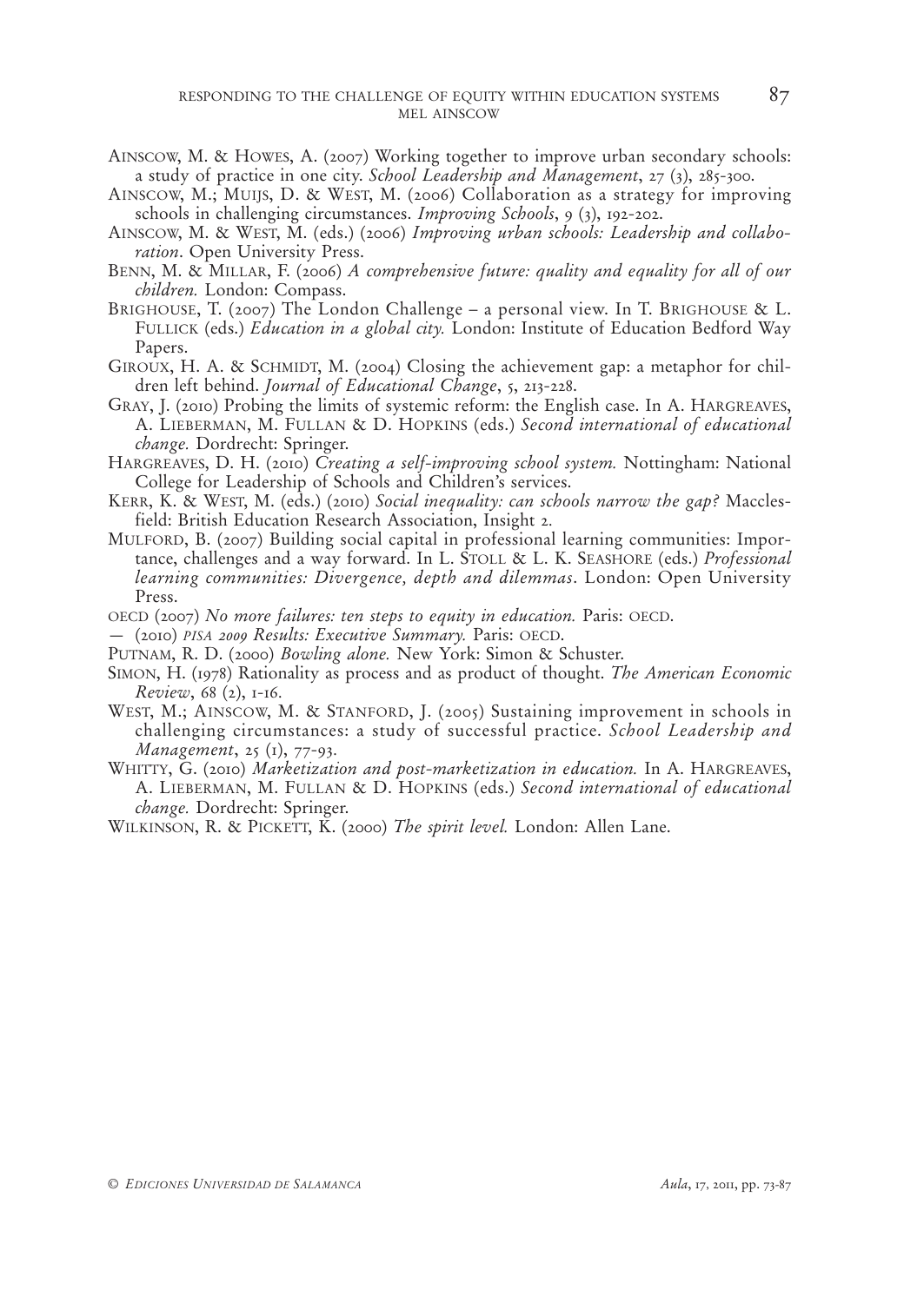AINSCOW, M. & HOWES, A. (2007) Working together to improve urban secondary schools: a study of practice in one city. *School Leadership and Management*, 27 (3), 285-300.

AINSCOW, M.; MUIJS, D. & WEST, M. (2006) Collaboration as a strategy for improving schools in challenging circumstances. *Improving Schools*, 9 (3), 192-202.

AINSCOW, M. & WEST, M. (eds.) (2006) *Improving urban schools: Leadership and collaboration*. Open University Press.

BENN, M. & MILLAR, F. (2006) *A comprehensive future: quality and equality for all of our children.* London: Compass.

BRIGHOUSE, T. (2007) The London Challenge – a personal view. In T. BRIGHOUSE & L. FULLICK (eds.) *Education in a global city.* London: Institute of Education Bedford Way Papers.

GIROUX, H. A. & SCHMIDT, M. (2004) Closing the achievement gap: a metaphor for children left behind. *Journal of Educational Change*, 5, 213-228.

GRAY, J. (2010) Probing the limits of systemic reform: the English case. In A. HARGREAVES, A. LIEBERMAN, M. FULLAN & D. HOPKINS (eds.) *Second international of educational change.* Dordrecht: Springer.

HARGREAVES, D. H. (2010) *Creating a self-improving school system.* Nottingham: National College for Leadership of Schools and Children's services.

KERR, K. & WEST, M. (eds.) (2010) *Social inequality: can schools narrow the gap?* Macclesfield: British Education Research Association, Insight 2.

MULFORD, B. (2007) Building social capital in professional learning communities: Importance, challenges and a way forward. In L. STOLL & L. K. SEASHORE (eds.) *Professional learning communities: Divergence, depth and dilemmas*. London: Open University Press.

OECD (2007) *No more failures: ten steps to equity in education.* Paris: OECD.

— (2010) *PISA 2009 Results: Executive Summary.* Paris: OECD.

PUTNAM, R. D. (2000) *Bowling alone.* New York: Simon & Schuster.

SIMON, H. (1978) Rationality as process and as product of thought. *The American Economic Review*, 68 (2), 1-16.

WEST, M.; AINSCOW, M. & STANFORD, J. (2005) Sustaining improvement in schools in challenging circumstances: a study of successful practice. *School Leadership and Management*, 25 (1), 77-93.

WHITTY, G. (2010) *Marketization and post-marketization in education.* In A. HARGREAVES, A. LIEBERMAN, M. FULLAN & D. HOPKINS (eds.) *Second international of educational change.* Dordrecht: Springer.

WILKINSON, R. & PICKETT, K. (2000) *The spirit level.* London: Allen Lane.